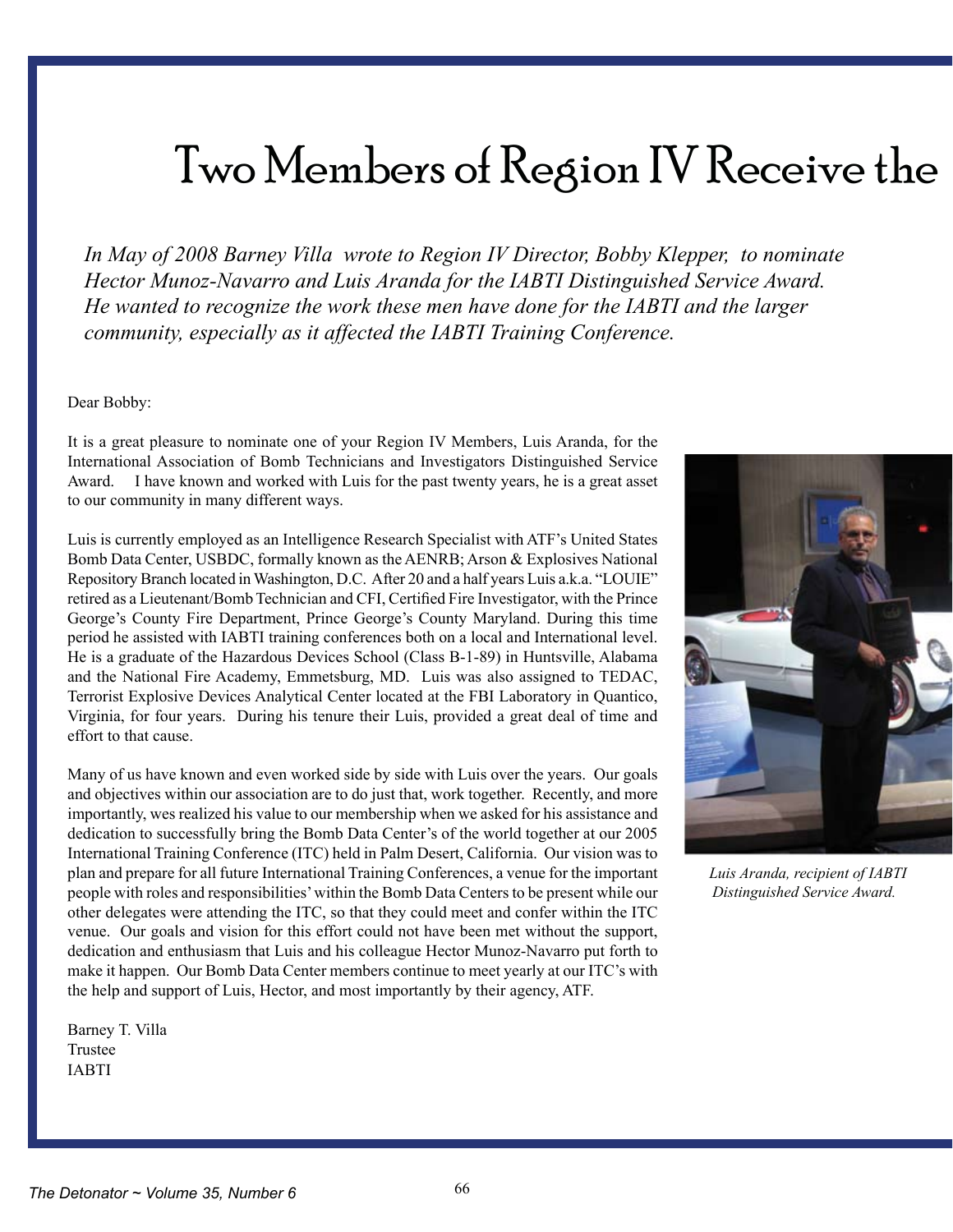# Two Members of Region IV Receive the

*In May of 2008 Barney Villa wrote to Region IV Director, Bobby Klepper, to nominate Hector Munoz-Navarro and Luis Aranda for the IABTI Distinguished Service Award. He wanted to recognize the work these men have done for the IABTI and the larger community, especially as it affected the IABTI Training Conference.*

Dear Bobby:

It is a great pleasure to nominate one of your Region IV Members, Luis Aranda, for the International Association of Bomb Technicians and Investigators Distinguished Service Award. I have known and worked with Luis for the past twenty years, he is a great asset to our community in many different ways.

Luis is currently employed as an Intelligence Research Specialist with ATF's United States Bomb Data Center, USBDC, formally known as the AENRB; Arson & Explosives National Repository Branch located in Washington, D.C. After 20 and a half years Luis a.k.a. "LOUIE" retired as a Lieutenant/Bomb Technician and CFI, Certified Fire Investigator, with the Prince George's County Fire Department, Prince George's County Maryland. During this time period he assisted with IABTI training conferences both on a local and International level. He is a graduate of the Hazardous Devices School (Class B-1-89) in Huntsville, Alabama and the National Fire Academy, Emmetsburg, MD. Luis was also assigned to TEDAC, Terrorist Explosive Devices Analytical Center located at the FBI Laboratory in Quantico, Virginia, for four years. During his tenure their Luis, provided a great deal of time and effort to that cause.

Many of us have known and even worked side by side with Luis over the years. Our goals and objectives within our association are to do just that, work together. Recently, and more importantly, wes realized his value to our membership when we asked for his assistance and dedication to successfully bring the Bomb Data Center's of the world together at our 2005 International Training Conference (ITC) held in Palm Desert, California. Our vision was to plan and prepare for all future International Training Conferences, a venue for the important people with roles and responsibilities' within the Bomb Data Centers to be present while our other delegates were attending the ITC, so that they could meet and confer within the ITC venue. Our goals and vision for this effort could not have been met without the support, dedication and enthusiasm that Luis and his colleague Hector Munoz-Navarro put forth to make it happen. Our Bomb Data Center members continue to meet yearly at our ITC's with the help and support of Luis, Hector, and most importantly by their agency, ATF.

Barney T. Villa  
Trustee  
IABTI

*Luis Aranda, recipient of IABTI Distinguished Service Award.*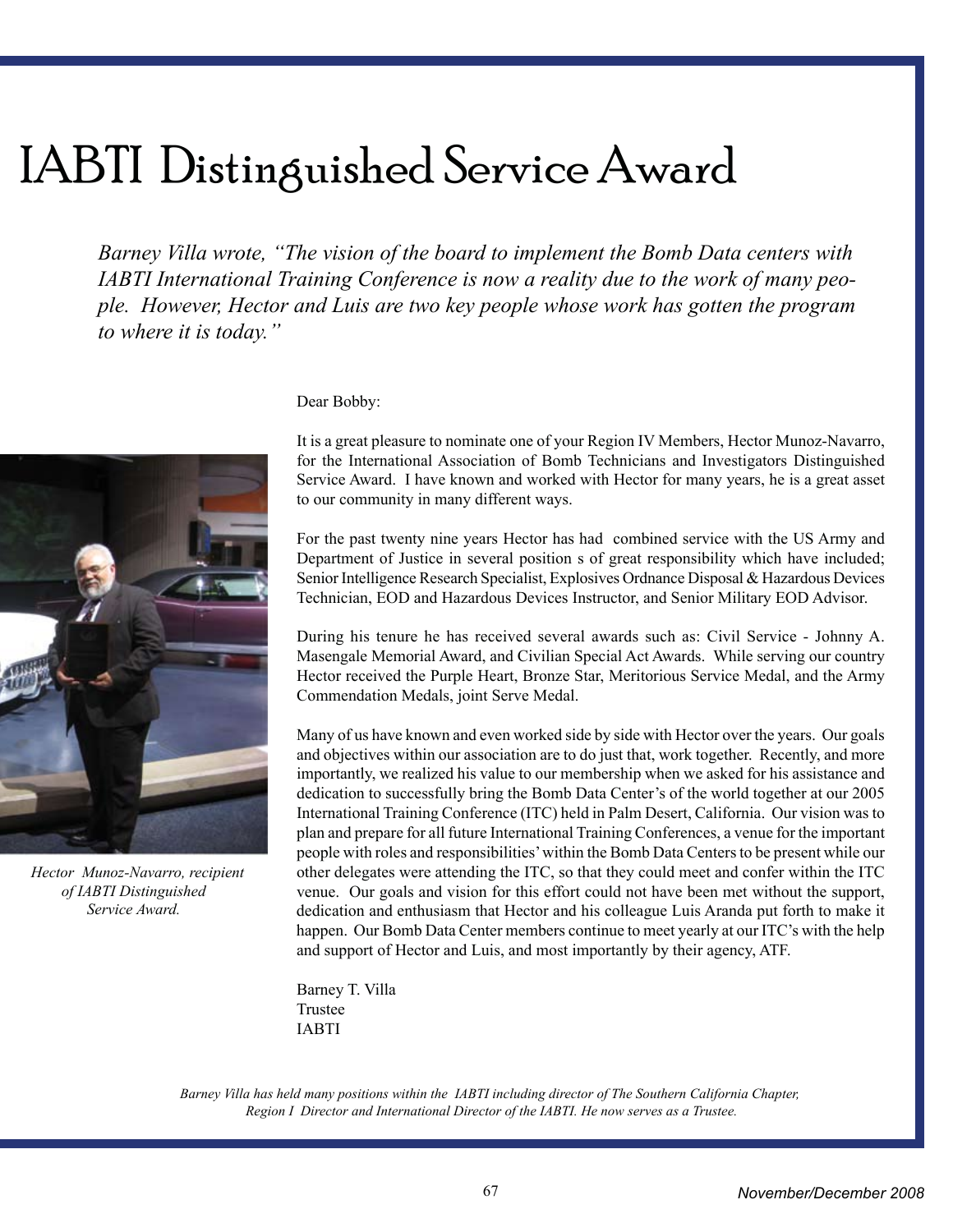# IABTI Distinguished Service Award

*Barney Villa wrote, “The vision of the board to implement the Bomb Data centers with IABTI International Training Conference is now a reality due to the work of many people. However, Hector and Luis are two key people whose work has gotten the program to where it is today.”*

*Hector Munoz-Navarro, recipient of IABTI Distinguished Service Award.*

Dear Bobby:

It is a great pleasure to nominate one of your Region IV Members, Hector Munoz-Navarro, for the International Association of Bomb Technicians and Investigators Distinguished Service Award. I have known and worked with Hector for many years, he is a great asset to our community in many different ways.

For the past twenty nine years Hector has had combined service with the US Army and Department of Justice in several position s of great responsibility which have included; Senior Intelligence Research Specialist, Explosives Ordnance Disposal & Hazardous Devices Technician, EOD and Hazardous Devices Instructor, and Senior Military EOD Advisor.

During his tenure he has received several awards such as: Civil Service - Johnny A. Masengale Memorial Award, and Civilian Special Act Awards. While serving our country Hector received the Purple Heart, Bronze Star, Meritorious Service Medal, and the Army Commendation Medals, joint Serve Medal.

Many of us have known and even worked side by side with Hector over the years. Our goals and objectives within our association are to do just that, work together. Recently, and more importantly, we realized his value to our membership when we asked for his assistance and dedication to successfully bring the Bomb Data Center’s of the world together at our 2005 International Training Conference (ITC) held in Palm Desert, California. Our vision was to plan and prepare for all future International Training Conferences, a venue for the important people with roles and responsibilities’ within the Bomb Data Centers to be present while our other delegates were attending the ITC, so that they could meet and confer within the ITC venue. Our goals and vision for this effort could not have been met without the support, dedication and enthusiasm that Hector and his colleague Luis Aranda put forth to make it happen. Our Bomb Data Center members continue to meet yearly at our ITC’s with the help and support of Hector and Luis, and most importantly by their agency, ATF.

Barney T. Villa  
Trustee  
IABTI

*Barney Villa has held many positions within the IABTI including director of The Southern California Chapter, Region I Director and International Director of the IABTI. He now serves as a Trustee.*